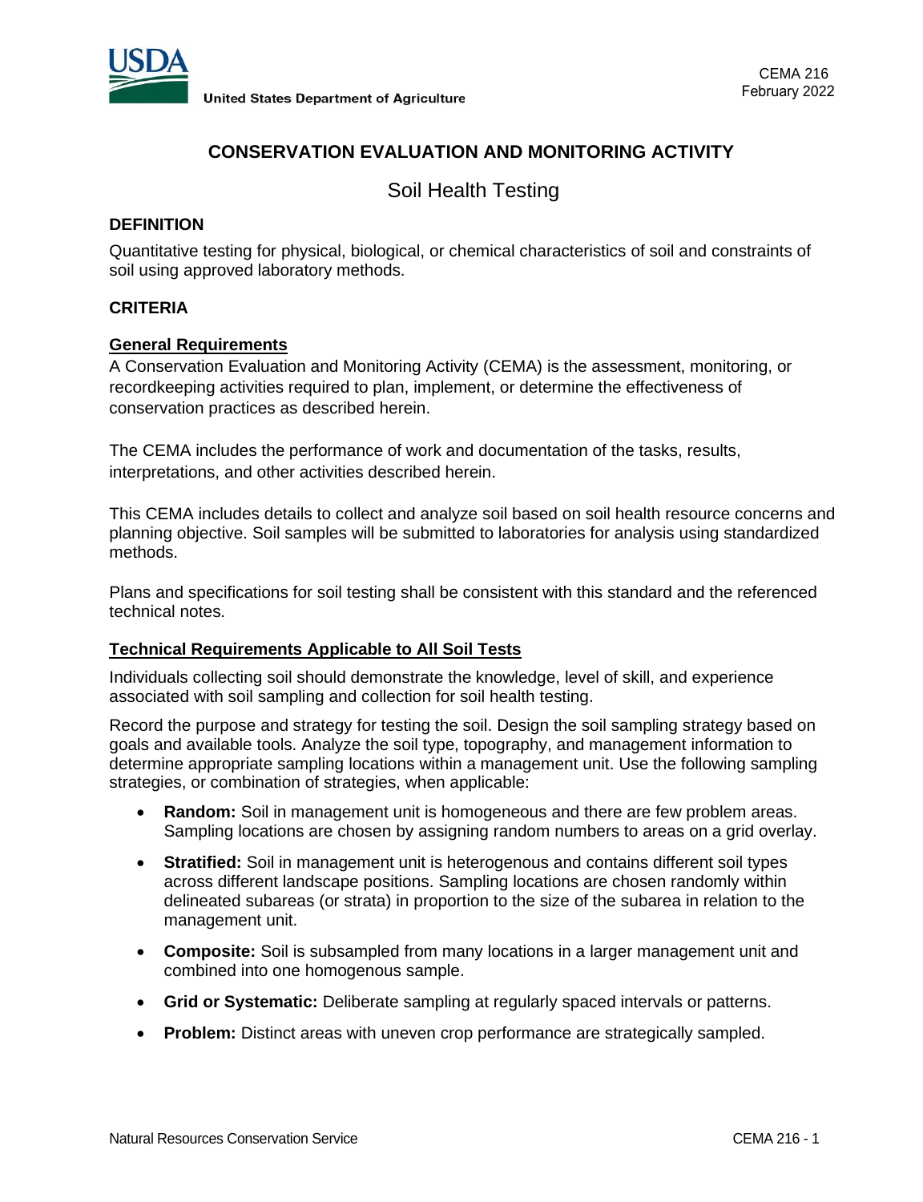United States Department of Agriculture

CEMA 216
February 2022

# CONSERVATION EVALUATION AND MONITORING ACTIVITY

## Soil Health Testing

### DEFINITION

Quantitative testing for physical, biological, or chemical characteristics of soil and constraints of soil using approved laboratory methods.

### CRITERIA

#### General Requirements

A Conservation Evaluation and Monitoring Activity (CEMA) is the assessment, monitoring, or recordkeeping activities required to plan, implement, or determine the effectiveness of conservation practices as described herein.

The CEMA includes the performance of work and documentation of the tasks, results, interpretations, and other activities described herein.

This CEMA includes details to collect and analyze soil based on soil health resource concerns and planning objective. Soil samples will be submitted to laboratories for analysis using standardized methods.

Plans and specifications for soil testing shall be consistent with this standard and the referenced technical notes.

#### Technical Requirements Applicable to All Soil Tests

Individuals collecting soil should demonstrate the knowledge, level of skill, and experience associated with soil sampling and collection for soil health testing.

Record the purpose and strategy for testing the soil. Design the soil sampling strategy based on goals and available tools. Analyze the soil type, topography, and management information to determine appropriate sampling locations within a management unit. Use the following sampling strategies, or combination of strategies, when applicable:

- **Random:** Soil in management unit is homogeneous and there are few problem areas. Sampling locations are chosen by assigning random numbers to areas on a grid overlay.
- **Stratified:** Soil in management unit is heterogenous and contains different soil types across different landscape positions. Sampling locations are chosen randomly within delineated subareas (or strata) in proportion to the size of the subarea in relation to the management unit.
- **Composite:** Soil is subsampled from many locations in a larger management unit and combined into one homogenous sample.
- **Grid or Systematic:** Deliberate sampling at regularly spaced intervals or patterns.
- **Problem:** Distinct areas with uneven crop performance are strategically sampled.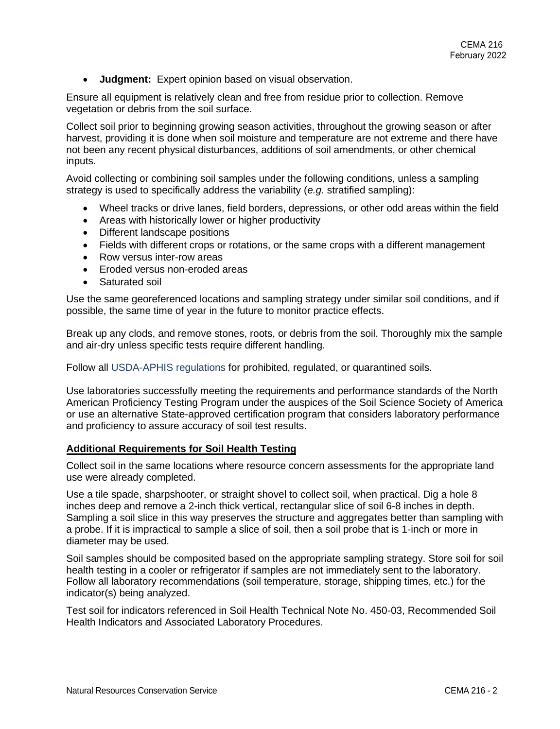- **Judgment:** Expert opinion based on visual observation.

Ensure all equipment is relatively clean and free from residue prior to collection. Remove vegetation or debris from the soil surface.

Collect soil prior to beginning growing season activities, throughout the growing season or after harvest, providing it is done when soil moisture and temperature are not extreme and there have not been any recent physical disturbances, additions of soil amendments, or other chemical inputs.

Avoid collecting or combining soil samples under the following conditions, unless a sampling strategy is used to specifically address the variability (*e.g.* stratified sampling):

- Wheel tracks or drive lanes, field borders, depressions, or other odd areas within the field
- Areas with historically lower or higher productivity
- Different landscape positions
- Fields with different crops or rotations, or the same crops with a different management
- Row versus inter-row areas
- Eroded versus non-eroded areas
- Saturated soil

Use the same georeferenced locations and sampling strategy under similar soil conditions, and if possible, the same time of year in the future to monitor practice effects.

Break up any clods, and remove stones, roots, or debris from the soil. Thoroughly mix the sample and air-dry unless specific tests require different handling.

Follow all USDA-APHIS regulations for prohibited, regulated, or quarantined soils.

Use laboratories successfully meeting the requirements and performance standards of the North American Proficiency Testing Program under the auspices of the Soil Science Society of America or use an alternative State-approved certification program that considers laboratory performance and proficiency to assure accuracy of soil test results.

## Additional Requirements for Soil Health Testing

Collect soil in the same locations where resource concern assessments for the appropriate land use were already completed.

Use a tile spade, sharpshooter, or straight shovel to collect soil, when practical. Dig a hole 8 inches deep and remove a 2-inch thick vertical, rectangular slice of soil 6-8 inches in depth. Sampling a soil slice in this way preserves the structure and aggregates better than sampling with a probe. If it is impractical to sample a slice of soil, then a soil probe that is 1-inch or more in diameter may be used.

Soil samples should be composited based on the appropriate sampling strategy. Store soil for soil health testing in a cooler or refrigerator if samples are not immediately sent to the laboratory. Follow all laboratory recommendations (soil temperature, storage, shipping times, etc.) for the indicator(s) being analyzed.

Test soil for indicators referenced in Soil Health Technical Note No. 450-03, Recommended Soil Health Indicators and Associated Laboratory Procedures.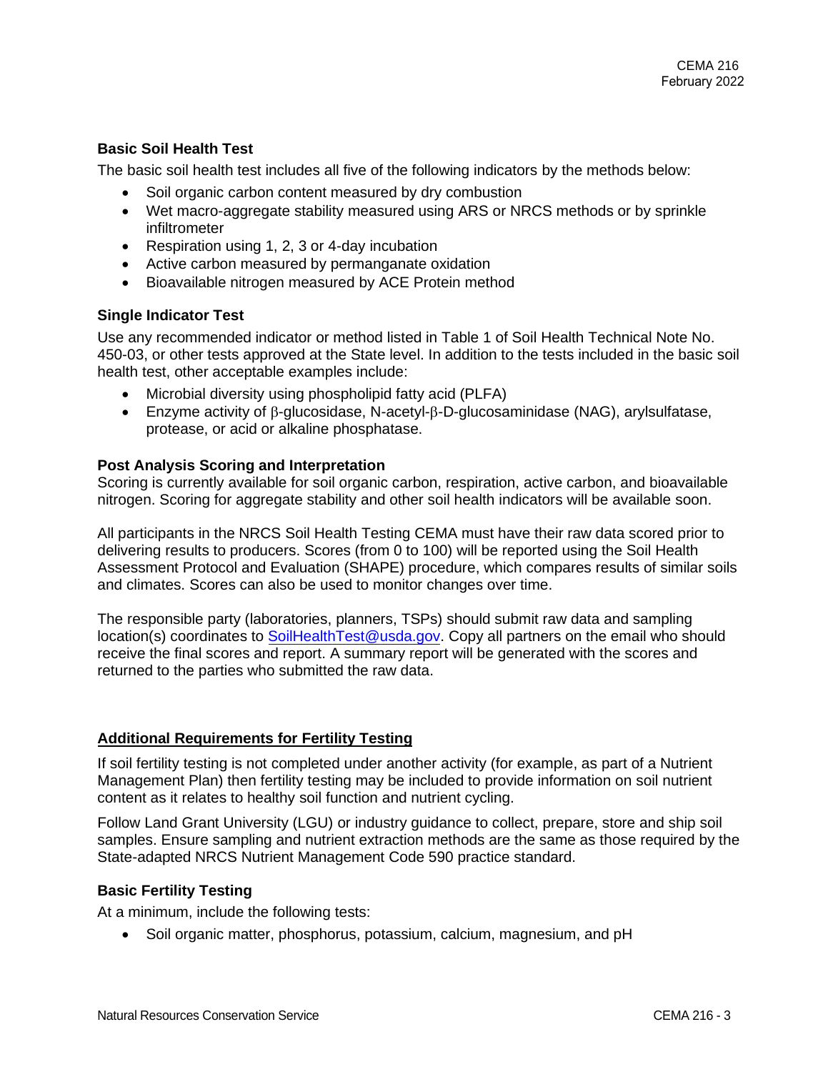### Basic Soil Health Test

The basic soil health test includes all five of the following indicators by the methods below:

- Soil organic carbon content measured by dry combustion
- Wet macro-aggregate stability measured using ARS or NRCS methods or by sprinkle infiltrometer
- Respiration using 1, 2, 3 or 4-day incubation
- Active carbon measured by permanganate oxidation
- Bioavailable nitrogen measured by ACE Protein method

### Single Indicator Test

Use any recommended indicator or method listed in Table 1 of Soil Health Technical Note No. 450-03, or other tests approved at the State level. In addition to the tests included in the basic soil health test, other acceptable examples include:

- Microbial diversity using phospholipid fatty acid (PLFA)
- Enzyme activity of β-glucosidase, N-acetyl-β-D-glucosaminidase (NAG), arylsulfatase, protease, or acid or alkaline phosphatase.

### Post Analysis Scoring and Interpretation

Scoring is currently available for soil organic carbon, respiration, active carbon, and bioavailable nitrogen. Scoring for aggregate stability and other soil health indicators will be available soon.

All participants in the NRCS Soil Health Testing CEMA must have their raw data scored prior to delivering results to producers. Scores (from 0 to 100) will be reported using the Soil Health Assessment Protocol and Evaluation (SHAPE) procedure, which compares results of similar soils and climates. Scores can also be used to monitor changes over time.

The responsible party (laboratories, planners, TSPs) should submit raw data and sampling location(s) coordinates to SoilHealthTest@usda.gov. Copy all partners on the email who should receive the final scores and report. A summary report will be generated with the scores and returned to the parties who submitted the raw data.

## Additional Requirements for Fertility Testing

If soil fertility testing is not completed under another activity (for example, as part of a Nutrient Management Plan) then fertility testing may be included to provide information on soil nutrient content as it relates to healthy soil function and nutrient cycling.

Follow Land Grant University (LGU) or industry guidance to collect, prepare, store and ship soil samples. Ensure sampling and nutrient extraction methods are the same as those required by the State-adapted NRCS Nutrient Management Code 590 practice standard.

### Basic Fertility Testing

At a minimum, include the following tests:

- Soil organic matter, phosphorus, potassium, calcium, magnesium, and pH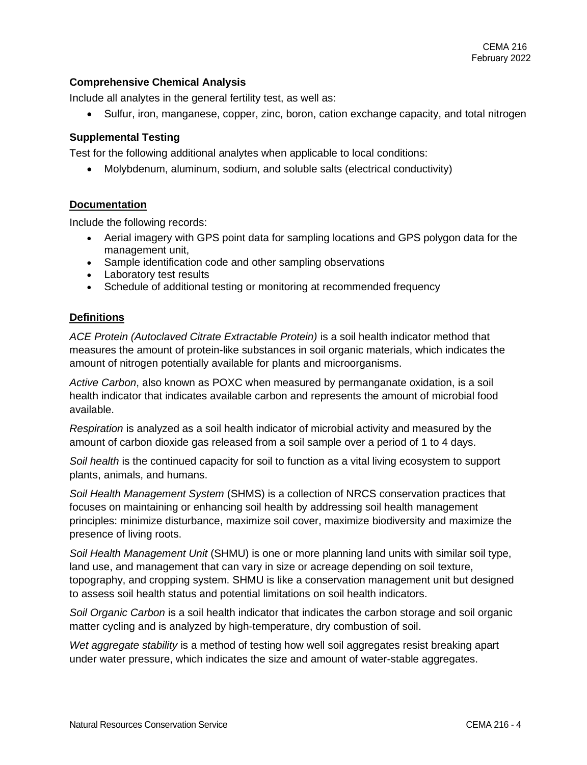### Comprehensive Chemical Analysis

Include all analytes in the general fertility test, as well as:

- Sulfur, iron, manganese, copper, zinc, boron, cation exchange capacity, and total nitrogen

### Supplemental Testing

Test for the following additional analytes when applicable to local conditions:

- Molybdenum, aluminum, sodium, and soluble salts (electrical conductivity)

## Documentation

Include the following records:

- Aerial imagery with GPS point data for sampling locations and GPS polygon data for the management unit,
- Sample identification code and other sampling observations
- Laboratory test results
- Schedule of additional testing or monitoring at recommended frequency

## Definitions

*ACE Protein (Autoclaved Citrate Extractable Protein)* is a soil health indicator method that measures the amount of protein-like substances in soil organic materials, which indicates the amount of nitrogen potentially available for plants and microorganisms.

*Active Carbon*, also known as POXC when measured by permanganate oxidation, is a soil health indicator that indicates available carbon and represents the amount of microbial food available.

*Respiration* is analyzed as a soil health indicator of microbial activity and measured by the amount of carbon dioxide gas released from a soil sample over a period of 1 to 4 days.

*Soil health* is the continued capacity for soil to function as a vital living ecosystem to support plants, animals, and humans.

*Soil Health Management System* (SHMS) is a collection of NRCS conservation practices that focuses on maintaining or enhancing soil health by addressing soil health management principles: minimize disturbance, maximize soil cover, maximize biodiversity and maximize the presence of living roots.

*Soil Health Management Unit* (SHMU) is one or more planning land units with similar soil type, land use, and management that can vary in size or acreage depending on soil texture, topography, and cropping system. SHMU is like a conservation management unit but designed to assess soil health status and potential limitations on soil health indicators.

*Soil Organic Carbon* is a soil health indicator that indicates the carbon storage and soil organic matter cycling and is analyzed by high-temperature, dry combustion of soil.

*Wet aggregate stability* is a method of testing how well soil aggregates resist breaking apart under water pressure, which indicates the size and amount of water-stable aggregates.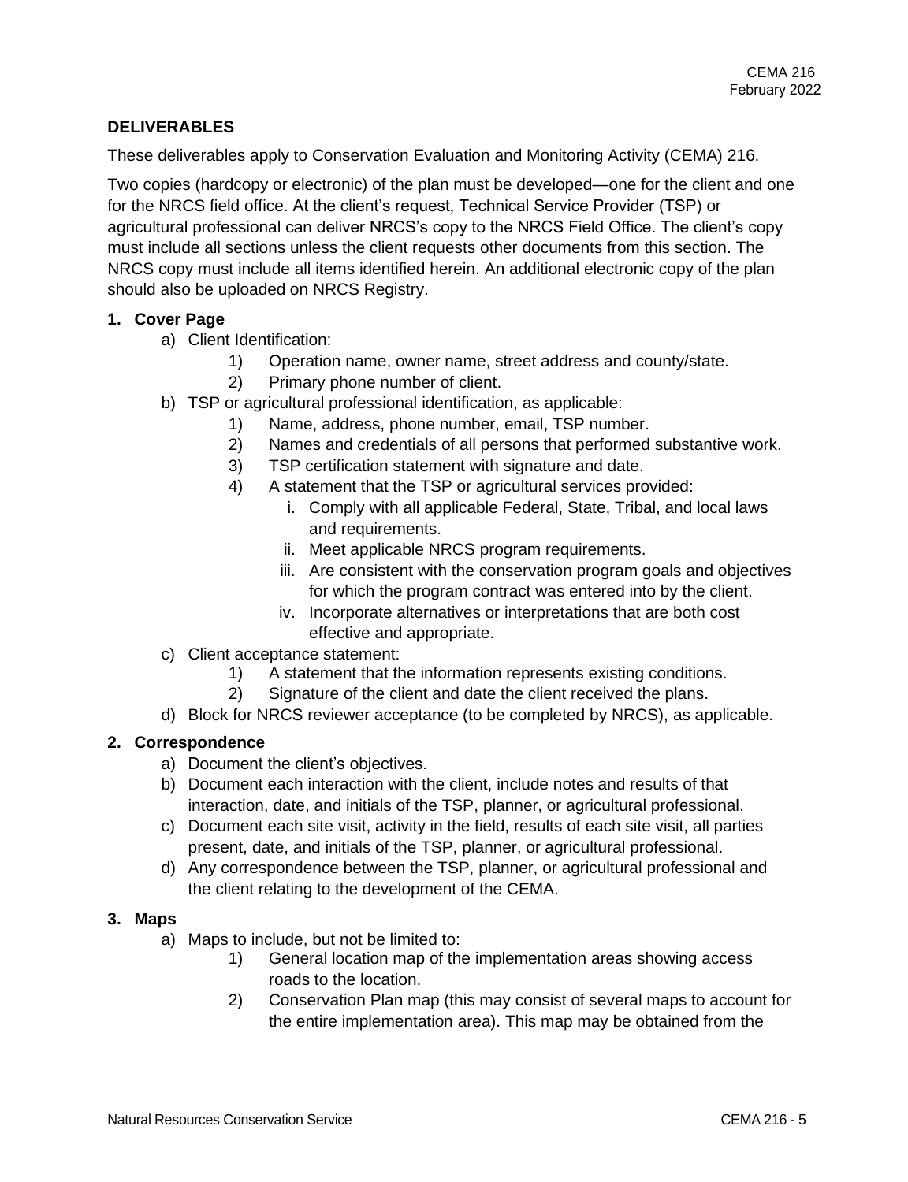## DELIVERABLES

These deliverables apply to Conservation Evaluation and Monitoring Activity (CEMA) 216.

Two copies (hardcopy or electronic) of the plan must be developed—one for the client and one for the NRCS field office. At the client's request, Technical Service Provider (TSP) or agricultural professional can deliver NRCS's copy to the NRCS Field Office. The client's copy must include all sections unless the client requests other documents from this section. The NRCS copy must include all items identified herein. An additional electronic copy of the plan should also be uploaded on NRCS Registry.

1. **Cover Page**
   a) Client Identification:
      1) Operation name, owner name, street address and county/state.
      2) Primary phone number of client.
   b) TSP or agricultural professional identification, as applicable:
      1) Name, address, phone number, email, TSP number.
      2) Names and credentials of all persons that performed substantive work.
      3) TSP certification statement with signature and date.
      4) A statement that the TSP or agricultural services provided:
         i. Comply with all applicable Federal, State, Tribal, and local laws and requirements.
         ii. Meet applicable NRCS program requirements.
         iii. Are consistent with the conservation program goals and objectives for which the program contract was entered into by the client.
         iv. Incorporate alternatives or interpretations that are both cost effective and appropriate.
   c) Client acceptance statement:
      1) A statement that the information represents existing conditions.
      2) Signature of the client and date the client received the plans.
   d) Block for NRCS reviewer acceptance (to be completed by NRCS), as applicable.

2. **Correspondence**
   a) Document the client's objectives.
   b) Document each interaction with the client, include notes and results of that interaction, date, and initials of the TSP, planner, or agricultural professional.
   c) Document each site visit, activity in the field, results of each site visit, all parties present, date, and initials of the TSP, planner, or agricultural professional.
   d) Any correspondence between the TSP, planner, or agricultural professional and the client relating to the development of the CEMA.

3. **Maps**
   a) Maps to include, but not be limited to:
      1) General location map of the implementation areas showing access roads to the location.
      2) Conservation Plan map (this may consist of several maps to account for the entire implementation area). This map may be obtained from the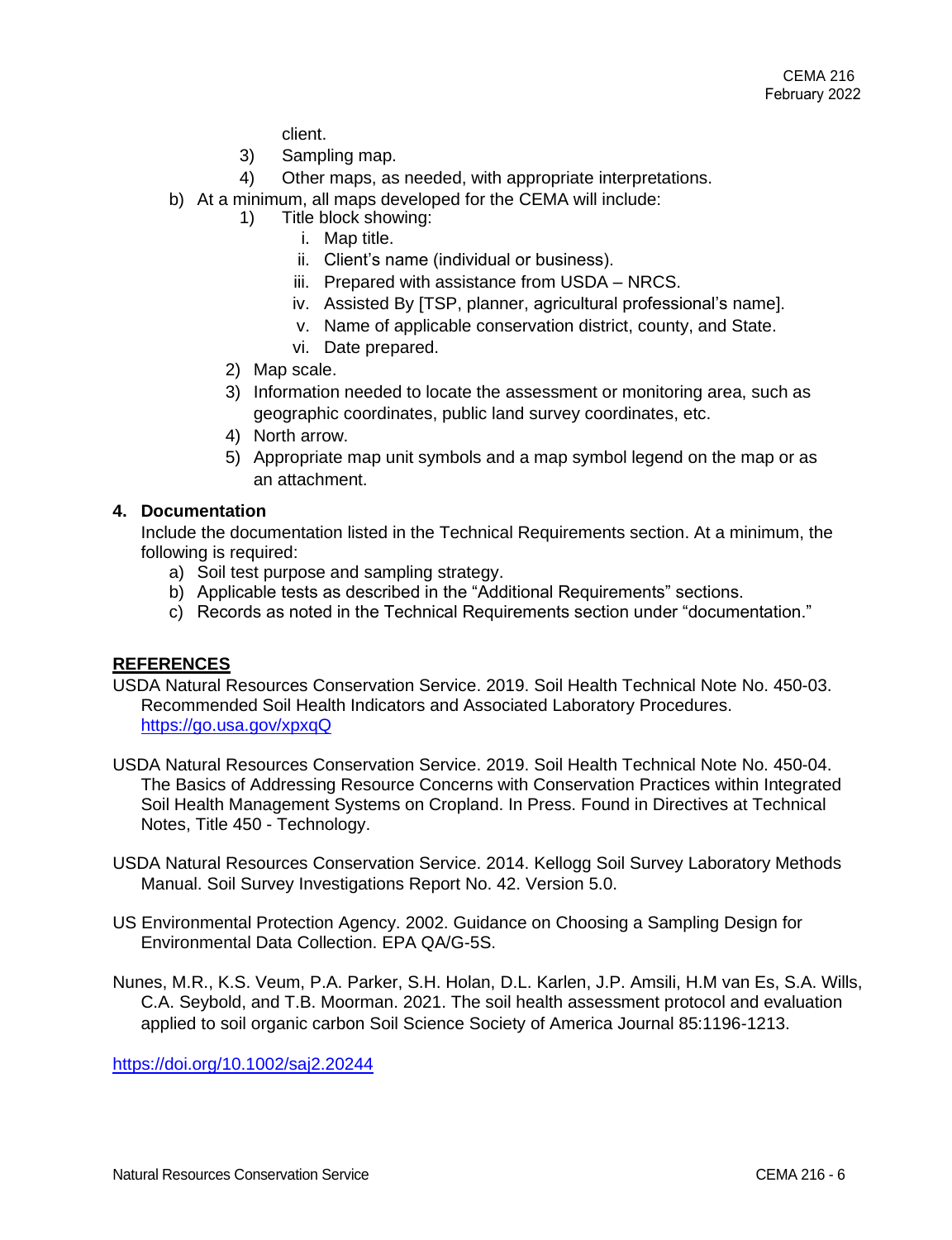client.

3) Sampling map.
4) Other maps, as needed, with appropriate interpretations.

b) At a minimum, all maps developed for the CEMA will include:
   1) Title block showing:
      i. Map title.
      ii. Client's name (individual or business).
      iii. Prepared with assistance from USDA – NRCS.
      iv. Assisted By [TSP, planner, agricultural professional's name].
      v. Name of applicable conservation district, county, and State.
      vi. Date prepared.
   2) Map scale.
   3) Information needed to locate the assessment or monitoring area, such as geographic coordinates, public land survey coordinates, etc.
   4) North arrow.
   5) Appropriate map unit symbols and a map symbol legend on the map or as an attachment.

**4. Documentation**

Include the documentation listed in the Technical Requirements section. At a minimum, the following is required:

a) Soil test purpose and sampling strategy.
b) Applicable tests as described in the "Additional Requirements" sections.
c) Records as noted in the Technical Requirements section under "documentation."

## REFERENCES

USDA Natural Resources Conservation Service. 2019. Soil Health Technical Note No. 450-03. Recommended Soil Health Indicators and Associated Laboratory Procedures. https://go.usa.gov/xpxqQ

USDA Natural Resources Conservation Service. 2019. Soil Health Technical Note No. 450-04. The Basics of Addressing Resource Concerns with Conservation Practices within Integrated Soil Health Management Systems on Cropland. In Press. Found in Directives at Technical Notes, Title 450 - Technology.

USDA Natural Resources Conservation Service. 2014. Kellogg Soil Survey Laboratory Methods Manual. Soil Survey Investigations Report No. 42. Version 5.0.

US Environmental Protection Agency. 2002. Guidance on Choosing a Sampling Design for Environmental Data Collection. EPA QA/G-5S.

Nunes, M.R., K.S. Veum, P.A. Parker, S.H. Holan, D.L. Karlen, J.P. Amsili, H.M van Es, S.A. Wills, C.A. Seybold, and T.B. Moorman. 2021. The soil health assessment protocol and evaluation applied to soil organic carbon Soil Science Society of America Journal 85:1196-1213.

https://doi.org/10.1002/saj2.20244